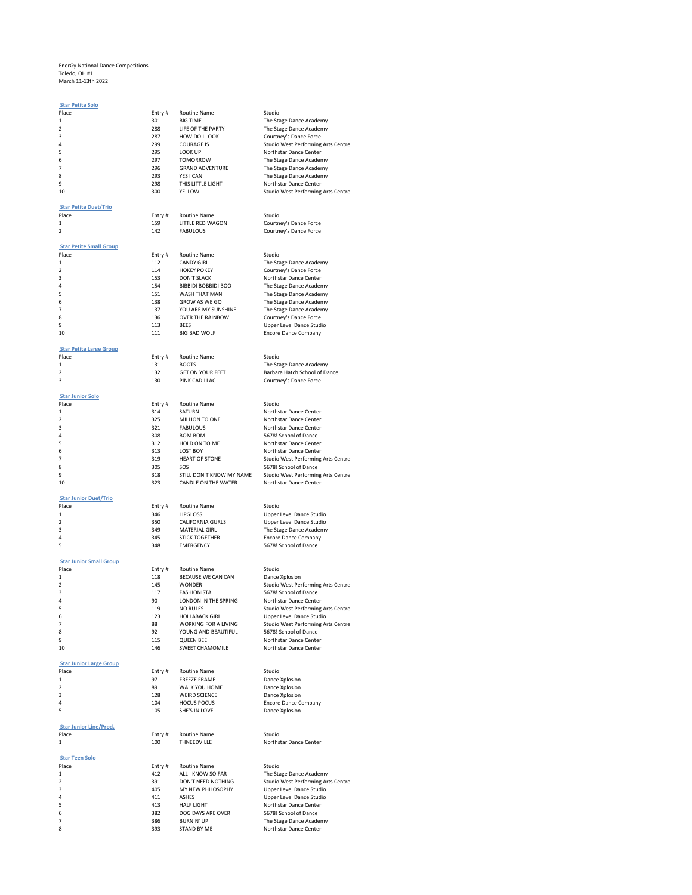EnerGy National Dance Competitions
Toledo, OH #1
March 11-13th 2022

### Star Petite Solo

| Place | Entry # | Routine Name | Studio |
|---|---|---|---|
| 1 | 301 | BIG TIME | The Stage Dance Academy |
| 2 | 288 | LIFE OF THE PARTY | The Stage Dance Academy |
| 3 | 287 | HOW DO I LOOK | Courtney's Dance Force |
| 4 | 299 | COURAGE IS | Studio West Performing Arts Centre |
| 5 | 295 | LOOK UP | Northstar Dance Center |
| 6 | 297 | TOMORROW | The Stage Dance Academy |
| 7 | 296 | GRAND ADVENTURE | The Stage Dance Academy |
| 8 | 293 | YES I CAN | The Stage Dance Academy |
| 9 | 298 | THIS LITTLE LIGHT | Northstar Dance Center |
| 10 | 300 | YELLOW | Studio West Performing Arts Centre |

### Star Petite Duet/Trio

| Place | Entry # | Routine Name | Studio |
|---|---|---|---|
| 1 | 159 | LITTLE RED WAGON | Courtney's Dance Force |
| 2 | 142 | FABULOUS | Courtney's Dance Force |

### Star Petite Small Group

| Place | Entry # | Routine Name | Studio |
|---|---|---|---|
| 1 | 112 | CANDY GIRL | The Stage Dance Academy |
| 2 | 114 | HOKEY POKEY | Courtney's Dance Force |
| 3 | 153 | DON'T SLACK | Northstar Dance Center |
| 4 | 154 | BIBBIDI BOBBIDI BOO | The Stage Dance Academy |
| 5 | 151 | WASH THAT MAN | The Stage Dance Academy |
| 6 | 138 | GROW AS WE GO | The Stage Dance Academy |
| 7 | 137 | YOU ARE MY SUNSHINE | The Stage Dance Academy |
| 8 | 136 | OVER THE RAINBOW | Courtney's Dance Force |
| 9 | 113 | BEES | Upper Level Dance Studio |
| 10 | 111 | BIG BAD WOLF | Encore Dance Company |

### Star Petite Large Group

| Place | Entry # | Routine Name | Studio |
|---|---|---|---|
| 1 | 131 | BOOTS | The Stage Dance Academy |
| 2 | 132 | GET ON YOUR FEET | Barbara Hatch School of Dance |
| 3 | 130 | PINK CADILLAC | Courtney's Dance Force |

### Star Junior Solo

| Place | Entry # | Routine Name | Studio |
|---|---|---|---|
| 1 | 314 | SATURN | Northstar Dance Center |
| 2 | 325 | MILLION TO ONE | Northstar Dance Center |
| 3 | 321 | FABULOUS | Northstar Dance Center |
| 4 | 308 | BOM BOM | 5678! School of Dance |
| 5 | 312 | HOLD ON TO ME | Northstar Dance Center |
| 6 | 313 | LOST BOY | Northstar Dance Center |
| 7 | 319 | HEART OF STONE | Studio West Performing Arts Centre |
| 8 | 305 | SOS | 5678! School of Dance |
| 9 | 318 | STILL DON'T KNOW MY NAME | Studio West Performing Arts Centre |
| 10 | 323 | CANDLE ON THE WATER | Northstar Dance Center |

### Star Junior Duet/Trio

| Place | Entry # | Routine Name | Studio |
|---|---|---|---|
| 1 | 346 | LIPGLOSS | Upper Level Dance Studio |
| 2 | 350 | CALIFORNIA GURLS | Upper Level Dance Studio |
| 3 | 349 | MATERIAL GIRL | The Stage Dance Academy |
| 4 | 345 | STICK TOGETHER | Encore Dance Company |
| 5 | 348 | EMERGENCY | 5678! School of Dance |

### Star Junior Small Group

| Place | Entry # | Routine Name | Studio |
|---|---|---|---|
| 1 | 118 | BECAUSE WE CAN CAN | Dance Xplosion |
| 2 | 145 | WONDER | Studio West Performing Arts Centre |
| 3 | 117 | FASHIONISTA | 5678! School of Dance |
| 4 | 90 | LONDON IN THE SPRING | Northstar Dance Center |
| 5 | 119 | NO RULES | Studio West Performing Arts Centre |
| 6 | 123 | HOLLABACK GIRL | Upper Level Dance Studio |
| 7 | 88 | WORKING FOR A LIVING | Studio West Performing Arts Centre |
| 8 | 92 | YOUNG AND BEAUTIFUL | 5678! School of Dance |
| 9 | 115 | QUEEN BEE | Northstar Dance Center |
| 10 | 146 | SWEET CHAMOMILE | Northstar Dance Center |

### Star Junior Large Group

| Place | Entry # | Routine Name | Studio |
|---|---|---|---|
| 1 | 97 | FREEZE FRAME | Dance Xplosion |
| 2 | 89 | WALK YOU HOME | Dance Xplosion |
| 3 | 128 | WEIRD SCIENCE | Dance Xplosion |
| 4 | 104 | HOCUS POCUS | Encore Dance Company |
| 5 | 105 | SHE'S IN LOVE | Dance Xplosion |

### Star Junior Line/Prod.

| Place | Entry # | Routine Name | Studio |
|---|---|---|---|
| 1 | 100 | THNEEDVILLE | Northstar Dance Center |

### Star Teen Solo

| Place | Entry # | Routine Name | Studio |
|---|---|---|---|
| 1 | 412 | ALL I KNOW SO FAR | The Stage Dance Academy |
| 2 | 391 | DON'T NEED NOTHING | Studio West Performing Arts Centre |
| 3 | 405 | MY NEW PHILOSOPHY | Upper Level Dance Studio |
| 4 | 411 | ASHES | Upper Level Dance Studio |
| 5 | 413 | HALF LIGHT | Northstar Dance Center |
| 6 | 382 | DOG DAYS ARE OVER | 5678! School of Dance |
| 7 | 386 | BURNIN' UP | The Stage Dance Academy |
| 8 | 393 | STAND BY ME | Northstar Dance Center |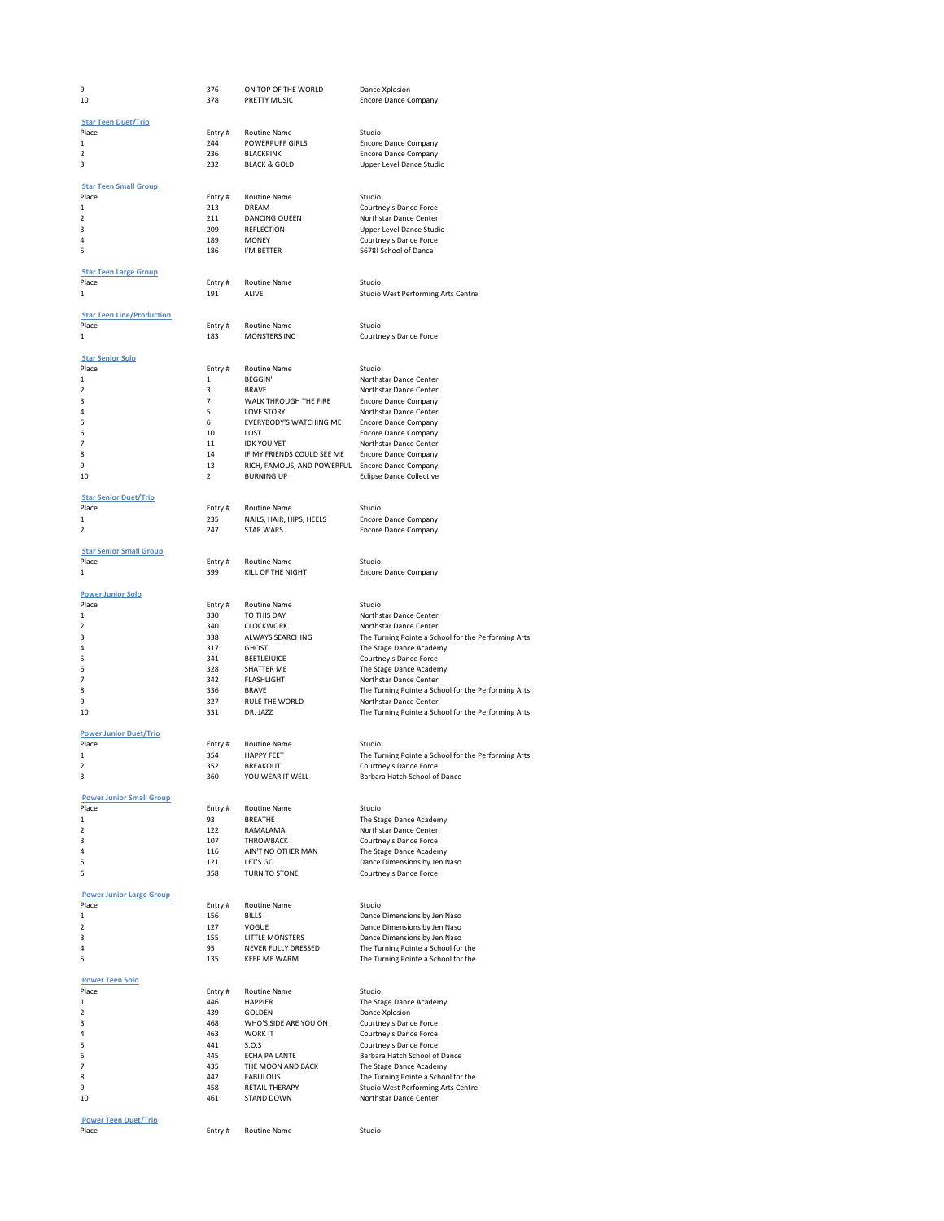| | | | |
|---|---|---|---|
| 9 | 376 | ON TOP OF THE WORLD | Dance Xplosion |
| 10 | 378 | PRETTY MUSIC | Encore Dance Company |

### Star Teen Duet/Trio

| Place | Entry # | Routine Name | Studio |
|---|---|---|---|
| 1 | 244 | POWERPUFF GIRLS | Encore Dance Company |
| 2 | 236 | BLACKPINK | Encore Dance Company |
| 3 | 232 | BLACK & GOLD | Upper Level Dance Studio |

### Star Teen Small Group

| Place | Entry # | Routine Name | Studio |
|---|---|---|---|
| 1 | 213 | DREAM | Courtney's Dance Force |
| 2 | 211 | DANCING QUEEN | Northstar Dance Center |
| 3 | 209 | REFLECTION | Upper Level Dance Studio |
| 4 | 189 | MONEY | Courtney's Dance Force |
| 5 | 186 | I'M BETTER | 5678! School of Dance |

### Star Teen Large Group

| Place | Entry # | Routine Name | Studio |
|---|---|---|---|
| 1 | 191 | ALIVE | Studio West Performing Arts Centre |

### Star Teen Line/Production

| Place | Entry # | Routine Name | Studio |
|---|---|---|---|
| 1 | 183 | MONSTERS INC | Courtney's Dance Force |

### Star Senior Solo

| Place | Entry # | Routine Name | Studio |
|---|---|---|---|
| 1 | 1 | BEGGIN' | Northstar Dance Center |
| 2 | 3 | BRAVE | Northstar Dance Center |
| 3 | 7 | WALK THROUGH THE FIRE | Encore Dance Company |
| 4 | 5 | LOVE STORY | Northstar Dance Center |
| 5 | 6 | EVERYBODY'S WATCHING ME | Encore Dance Company |
| 6 | 10 | LOST | Encore Dance Company |
| 7 | 11 | IDK YOU YET | Northstar Dance Center |
| 8 | 14 | IF MY FRIENDS COULD SEE ME | Encore Dance Company |
| 9 | 13 | RICH, FAMOUS, AND POWERFUL | Encore Dance Company |
| 10 | 2 | BURNING UP | Eclipse Dance Collective |

### Star Senior Duet/Trio

| Place | Entry # | Routine Name | Studio |
|---|---|---|---|
| 1 | 235 | NAILS, HAIR, HIPS, HEELS | Encore Dance Company |
| 2 | 247 | STAR WARS | Encore Dance Company |

### Star Senior Small Group

| Place | Entry # | Routine Name | Studio |
|---|---|---|---|
| 1 | 399 | KILL OF THE NIGHT | Encore Dance Company |

### Power Junior Solo

| Place | Entry # | Routine Name | Studio |
|---|---|---|---|
| 1 | 330 | TO THIS DAY | Northstar Dance Center |
| 2 | 340 | CLOCKWORK | Northstar Dance Center |
| 3 | 338 | ALWAYS SEARCHING | The Turning Pointe a School for the Performing Arts |
| 4 | 317 | GHOST | The Stage Dance Academy |
| 5 | 341 | BEETLEJUICE | Courtney's Dance Force |
| 6 | 328 | SHATTER ME | The Stage Dance Academy |
| 7 | 342 | FLASHLIGHT | Northstar Dance Center |
| 8 | 336 | BRAVE | The Turning Pointe a School for the Performing Arts |
| 9 | 327 | RULE THE WORLD | Northstar Dance Center |
| 10 | 331 | DR. JAZZ | The Turning Pointe a School for the Performing Arts |

### Power Junior Duet/Trio

| Place | Entry # | Routine Name | Studio |
|---|---|---|---|
| 1 | 354 | HAPPY FEET | The Turning Pointe a School for the Performing Arts |
| 2 | 352 | BREAKOUT | Courtney's Dance Force |
| 3 | 360 | YOU WEAR IT WELL | Barbara Hatch School of Dance |

### Power Junior Small Group

| Place | Entry # | Routine Name | Studio |
|---|---|---|---|
| 1 | 93 | BREATHE | The Stage Dance Academy |
| 2 | 122 | RAMALAMA | Northstar Dance Center |
| 3 | 107 | THROWBACK | Courtney's Dance Force |
| 4 | 116 | AIN'T NO OTHER MAN | The Stage Dance Academy |
| 5 | 121 | LET'S GO | Dance Dimensions by Jen Naso |
| 6 | 358 | TURN TO STONE | Courtney's Dance Force |

### Power Junior Large Group

| Place | Entry # | Routine Name | Studio |
|---|---|---|---|
| 1 | 156 | BILLS | Dance Dimensions by Jen Naso |
| 2 | 127 | VOGUE | Dance Dimensions by Jen Naso |
| 3 | 155 | LITTLE MONSTERS | Dance Dimensions by Jen Naso |
| 4 | 95 | NEVER FULLY DRESSED | The Turning Pointe a School for the |
| 5 | 135 | KEEP ME WARM | The Turning Pointe a School for the |

### Power Teen Solo

| Place | Entry # | Routine Name | Studio |
|---|---|---|---|
| 1 | 446 | HAPPIER | The Stage Dance Academy |
| 2 | 439 | GOLDEN | Dance Xplosion |
| 3 | 468 | WHO'S SIDE ARE YOU ON | Courtney's Dance Force |
| 4 | 463 | WORK IT | Courtney's Dance Force |
| 5 | 441 | S.O.S | Courtney's Dance Force |
| 6 | 445 | ECHA PA LANTE | Barbara Hatch School of Dance |
| 7 | 435 | THE MOON AND BACK | The Stage Dance Academy |
| 8 | 442 | FABULOUS | The Turning Pointe a School for the |
| 9 | 458 | RETAIL THERAPY | Studio West Performing Arts Centre |
| 10 | 461 | STAND DOWN | Northstar Dance Center |

### Power Teen Duet/Trio

| Place | Entry # | Routine Name | Studio |
|---|---|---|---|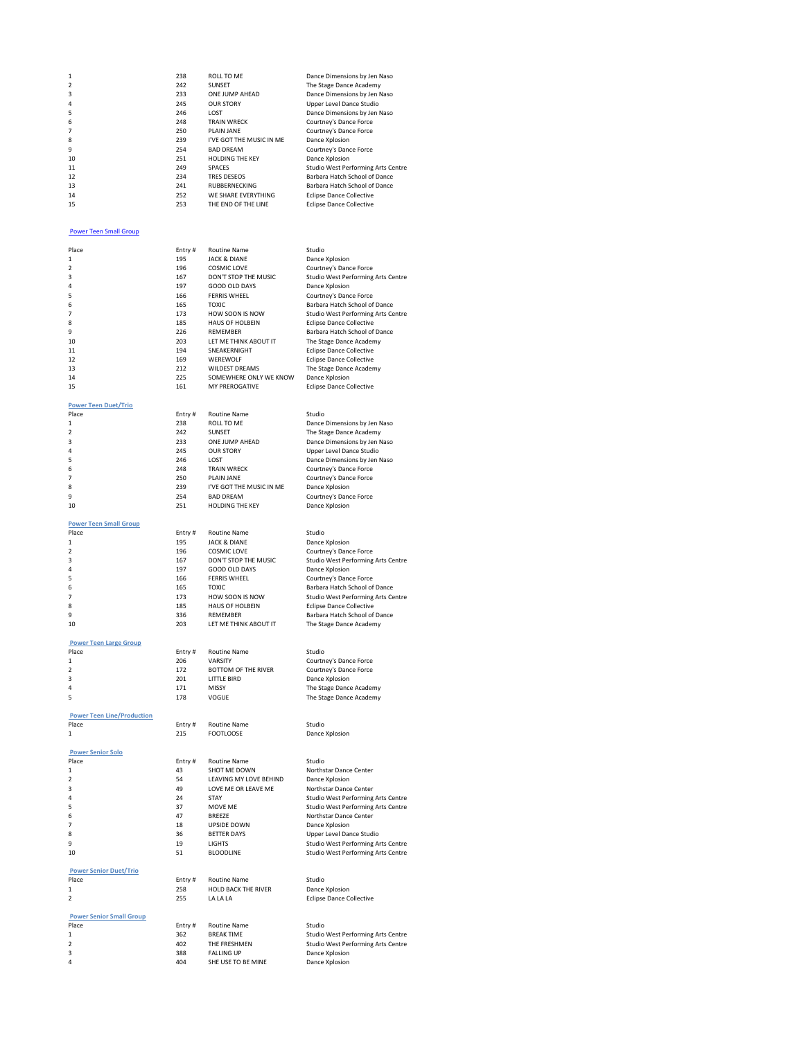| | | | |
|---|---|---|---|
| 1 | 238 | ROLL TO ME | Dance Dimensions by Jen Naso |
| 2 | 242 | SUNSET | The Stage Dance Academy |
| 3 | 233 | ONE JUMP AHEAD | Dance Dimensions by Jen Naso |
| 4 | 245 | OUR STORY | Upper Level Dance Studio |
| 5 | 246 | LOST | Dance Dimensions by Jen Naso |
| 6 | 248 | TRAIN WRECK | Courtney's Dance Force |
| 7 | 250 | PLAIN JANE | Courtney's Dance Force |
| 8 | 239 | I'VE GOT THE MUSIC IN ME | Dance Xplosion |
| 9 | 254 | BAD DREAM | Courtney's Dance Force |
| 10 | 251 | HOLDING THE KEY | Dance Xplosion |
| 11 | 249 | SPACES | Studio West Performing Arts Centre |
| 12 | 234 | TRES DESEOS | Barbara Hatch School of Dance |
| 13 | 241 | RUBBERNECKING | Barbara Hatch School of Dance |
| 14 | 252 | WE SHARE EVERYTHING | Eclipse Dance Collective |
| 15 | 253 | THE END OF THE LINE | Eclipse Dance Collective |

### Power Teen Small Group

| Place | Entry # | Routine Name | Studio |
|---|---|---|---|
| 1 | 195 | JACK & DIANE | Dance Xplosion |
| 2 | 196 | COSMIC LOVE | Courtney's Dance Force |
| 3 | 167 | DON'T STOP THE MUSIC | Studio West Performing Arts Centre |
| 4 | 197 | GOOD OLD DAYS | Dance Xplosion |
| 5 | 166 | FERRIS WHEEL | Courtney's Dance Force |
| 6 | 165 | TOXIC | Barbara Hatch School of Dance |
| 7 | 173 | HOW SOON IS NOW | Studio West Performing Arts Centre |
| 8 | 185 | HAUS OF HOLBEIN | Eclipse Dance Collective |
| 9 | 226 | REMEMBER | Barbara Hatch School of Dance |
| 10 | 203 | LET ME THINK ABOUT IT | The Stage Dance Academy |
| 11 | 194 | SNEAKERNIGHT | Eclipse Dance Collective |
| 12 | 169 | WEREWOLF | Eclipse Dance Collective |
| 13 | 212 | WILDEST DREAMS | The Stage Dance Academy |
| 14 | 225 | SOMEWHERE ONLY WE KNOW | Dance Xplosion |
| 15 | 161 | MY PREROGATIVE | Eclipse Dance Collective |

### Power Teen Duet/Trio

| Place | Entry # | Routine Name | Studio |
|---|---|---|---|
| 1 | 238 | ROLL TO ME | Dance Dimensions by Jen Naso |
| 2 | 242 | SUNSET | The Stage Dance Academy |
| 3 | 233 | ONE JUMP AHEAD | Dance Dimensions by Jen Naso |
| 4 | 245 | OUR STORY | Upper Level Dance Studio |
| 5 | 246 | LOST | Dance Dimensions by Jen Naso |
| 6 | 248 | TRAIN WRECK | Courtney's Dance Force |
| 7 | 250 | PLAIN JANE | Courtney's Dance Force |
| 8 | 239 | I'VE GOT THE MUSIC IN ME | Dance Xplosion |
| 9 | 254 | BAD DREAM | Courtney's Dance Force |
| 10 | 251 | HOLDING THE KEY | Dance Xplosion |

### Power Teen Small Group

| Place | Entry # | Routine Name | Studio |
|---|---|---|---|
| 1 | 195 | JACK & DIANE | Dance Xplosion |
| 2 | 196 | COSMIC LOVE | Courtney's Dance Force |
| 3 | 167 | DON'T STOP THE MUSIC | Studio West Performing Arts Centre |
| 4 | 197 | GOOD OLD DAYS | Dance Xplosion |
| 5 | 166 | FERRIS WHEEL | Courtney's Dance Force |
| 6 | 165 | TOXIC | Barbara Hatch School of Dance |
| 7 | 173 | HOW SOON IS NOW | Studio West Performing Arts Centre |
| 8 | 185 | HAUS OF HOLBEIN | Eclipse Dance Collective |
| 9 | 336 | REMEMBER | Barbara Hatch School of Dance |
| 10 | 203 | LET ME THINK ABOUT IT | The Stage Dance Academy |

### Power Teen Large Group

| Place | Entry # | Routine Name | Studio |
|---|---|---|---|
| 1 | 206 | VARSITY | Courtney's Dance Force |
| 2 | 172 | BOTTOM OF THE RIVER | Courtney's Dance Force |
| 3 | 201 | LITTLE BIRD | Dance Xplosion |
| 4 | 171 | MISSY | The Stage Dance Academy |
| 5 | 178 | VOGUE | The Stage Dance Academy |

### Power Teen Line/Production

| Place | Entry # | Routine Name | Studio |
|---|---|---|---|
| 1 | 215 | FOOTLOOSE | Dance Xplosion |

### Power Senior Solo

| Place | Entry # | Routine Name | Studio |
|---|---|---|---|
| 1 | 43 | SHOT ME DOWN | Northstar Dance Center |
| 2 | 54 | LEAVING MY LOVE BEHIND | Dance Xplosion |
| 3 | 49 | LOVE ME OR LEAVE ME | Northstar Dance Center |
| 4 | 24 | STAY | Studio West Performing Arts Centre |
| 5 | 37 | MOVE ME | Studio West Performing Arts Centre |
| 6 | 47 | BREEZE | Northstar Dance Center |
| 7 | 18 | UPSIDE DOWN | Dance Xplosion |
| 8 | 36 | BETTER DAYS | Upper Level Dance Studio |
| 9 | 19 | LIGHTS | Studio West Performing Arts Centre |
| 10 | 51 | BLOODLINE | Studio West Performing Arts Centre |

### Power Senior Duet/Trio

| Place | Entry # | Routine Name | Studio |
|---|---|---|---|
| 1 | 258 | HOLD BACK THE RIVER | Dance Xplosion |
| 2 | 255 | LA LA LA | Eclipse Dance Collective |

### Power Senior Small Group

| Place | Entry # | Routine Name | Studio |
|---|---|---|---|
| 1 | 362 | BREAK TIME | Studio West Performing Arts Centre |
| 2 | 402 | THE FRESHMEN | Studio West Performing Arts Centre |
| 3 | 388 | FALLING UP | Dance Xplosion |
| 4 | 404 | SHE USE TO BE MINE | Dance Xplosion |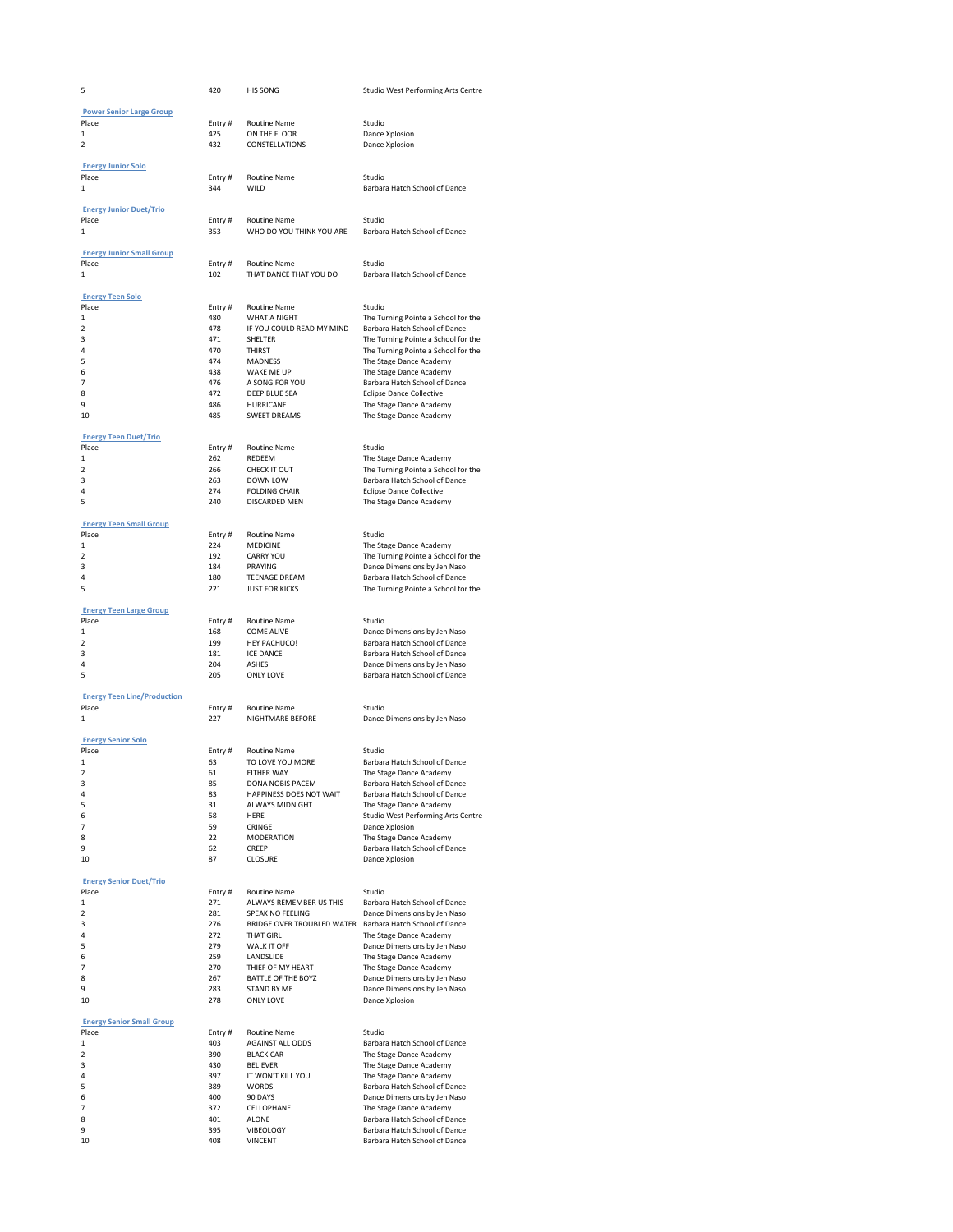| 5 | 420 | HIS SONG | Studio West Performing Arts Centre |
|---|---|---|---|

**Power Senior Large Group**

| Place | Entry # | Routine Name | Studio |
|---|---|---|---|
| 1 | 425 | ON THE FLOOR | Dance Xplosion |
| 2 | 432 | CONSTELLATIONS | Dance Xplosion |

**Energy Junior Solo**

| Place | Entry # | Routine Name | Studio |
|---|---|---|---|
| 1 | 344 | WILD | Barbara Hatch School of Dance |

**Energy Junior Duet/Trio**

| Place | Entry # | Routine Name | Studio |
|---|---|---|---|
| 1 | 353 | WHO DO YOU THINK YOU ARE | Barbara Hatch School of Dance |

**Energy Junior Small Group**

| Place | Entry # | Routine Name | Studio |
|---|---|---|---|
| 1 | 102 | THAT DANCE THAT YOU DO | Barbara Hatch School of Dance |

**Energy Teen Solo**

| Place | Entry # | Routine Name | Studio |
|---|---|---|---|
| 1 | 480 | WHAT A NIGHT | The Turning Pointe a School for the |
| 2 | 478 | IF YOU COULD READ MY MIND | Barbara Hatch School of Dance |
| 3 | 471 | SHELTER | The Turning Pointe a School for the |
| 4 | 470 | THIRST | The Turning Pointe a School for the |
| 5 | 474 | MADNESS | The Stage Dance Academy |
| 6 | 438 | WAKE ME UP | The Stage Dance Academy |
| 7 | 476 | A SONG FOR YOU | Barbara Hatch School of Dance |
| 8 | 472 | DEEP BLUE SEA | Eclipse Dance Collective |
| 9 | 486 | HURRICANE | The Stage Dance Academy |
| 10 | 485 | SWEET DREAMS | The Stage Dance Academy |

**Energy Teen Duet/Trio**

| Place | Entry # | Routine Name | Studio |
|---|---|---|---|
| 1 | 262 | REDEEM | The Stage Dance Academy |
| 2 | 266 | CHECK IT OUT | The Turning Pointe a School for the |
| 3 | 263 | DOWN LOW | Barbara Hatch School of Dance |
| 4 | 274 | FOLDING CHAIR | Eclipse Dance Collective |
| 5 | 240 | DISCARDED MEN | The Stage Dance Academy |

**Energy Teen Small Group**

| Place | Entry # | Routine Name | Studio |
|---|---|---|---|
| 1 | 224 | MEDICINE | The Stage Dance Academy |
| 2 | 192 | CARRY YOU | The Turning Pointe a School for the |
| 3 | 184 | PRAYING | Dance Dimensions by Jen Naso |
| 4 | 180 | TEENAGE DREAM | Barbara Hatch School of Dance |
| 5 | 221 | JUST FOR KICKS | The Turning Pointe a School for the |

**Energy Teen Large Group**

| Place | Entry # | Routine Name | Studio |
|---|---|---|---|
| 1 | 168 | COME ALIVE | Dance Dimensions by Jen Naso |
| 2 | 199 | HEY PACHUCO! | Barbara Hatch School of Dance |
| 3 | 181 | ICE DANCE | Barbara Hatch School of Dance |
| 4 | 204 | ASHES | Dance Dimensions by Jen Naso |
| 5 | 205 | ONLY LOVE | Barbara Hatch School of Dance |

**Energy Teen Line/Production**

| Place | Entry # | Routine Name | Studio |
|---|---|---|---|
| 1 | 227 | NIGHTMARE BEFORE | Dance Dimensions by Jen Naso |

**Energy Senior Solo**

| Place | Entry # | Routine Name | Studio |
|---|---|---|---|
| 1 | 63 | TO LOVE YOU MORE | Barbara Hatch School of Dance |
| 2 | 61 | EITHER WAY | The Stage Dance Academy |
| 3 | 85 | DONA NOBIS PACEM | Barbara Hatch School of Dance |
| 4 | 83 | HAPPINESS DOES NOT WAIT | Barbara Hatch School of Dance |
| 5 | 31 | ALWAYS MIDNIGHT | The Stage Dance Academy |
| 6 | 58 | HERE | Studio West Performing Arts Centre |
| 7 | 59 | CRINGE | Dance Xplosion |
| 8 | 22 | MODERATION | The Stage Dance Academy |
| 9 | 62 | CREEP | Barbara Hatch School of Dance |
| 10 | 87 | CLOSURE | Dance Xplosion |

**Energy Senior Duet/Trio**

| Place | Entry # | Routine Name | Studio |
|---|---|---|---|
| 1 | 271 | ALWAYS REMEMBER US THIS | Barbara Hatch School of Dance |
| 2 | 281 | SPEAK NO FEELING | Dance Dimensions by Jen Naso |
| 3 | 276 | BRIDGE OVER TROUBLED WATER | Barbara Hatch School of Dance |
| 4 | 272 | THAT GIRL | The Stage Dance Academy |
| 5 | 279 | WALK IT OFF | Dance Dimensions by Jen Naso |
| 6 | 259 | LANDSLIDE | The Stage Dance Academy |
| 7 | 270 | THIEF OF MY HEART | The Stage Dance Academy |
| 8 | 267 | BATTLE OF THE BOYZ | Dance Dimensions by Jen Naso |
| 9 | 283 | STAND BY ME | Dance Dimensions by Jen Naso |
| 10 | 278 | ONLY LOVE | Dance Xplosion |

**Energy Senior Small Group**

| Place | Entry # | Routine Name | Studio |
|---|---|---|---|
| 1 | 403 | AGAINST ALL ODDS | Barbara Hatch School of Dance |
| 2 | 390 | BLACK CAR | The Stage Dance Academy |
| 3 | 430 | BELIEVER | The Stage Dance Academy |
| 4 | 397 | IT WON'T KILL YOU | The Stage Dance Academy |
| 5 | 389 | WORDS | Barbara Hatch School of Dance |
| 6 | 400 | 90 DAYS | Dance Dimensions by Jen Naso |
| 7 | 372 | CELLOPHANE | The Stage Dance Academy |
| 8 | 401 | ALONE | Barbara Hatch School of Dance |
| 9 | 395 | VIBEOLOGY | Barbara Hatch School of Dance |
| 10 | 408 | VINCENT | Barbara Hatch School of Dance |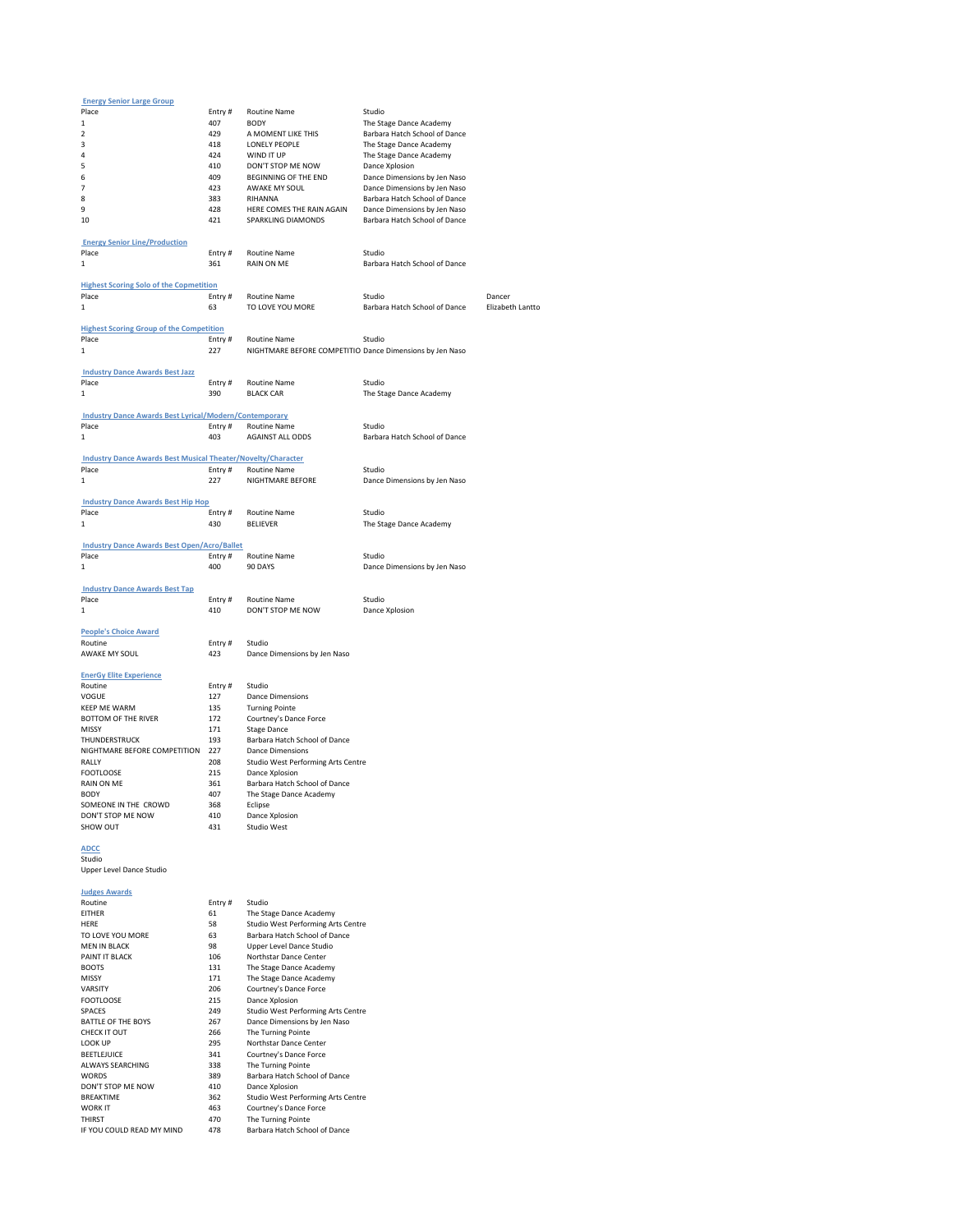### Energy Senior Large Group

| Place | Entry # | Routine Name | Studio |
|---|---|---|---|
| 1 | 407 | BODY | The Stage Dance Academy |
| 2 | 429 | A MOMENT LIKE THIS | Barbara Hatch School of Dance |
| 3 | 418 | LONELY PEOPLE | The Stage Dance Academy |
| 4 | 424 | WIND IT UP | The Stage Dance Academy |
| 5 | 410 | DON'T STOP ME NOW | Dance Xplosion |
| 6 | 409 | BEGINNING OF THE END | Dance Dimensions by Jen Naso |
| 7 | 423 | AWAKE MY SOUL | Dance Dimensions by Jen Naso |
| 8 | 383 | RIHANNA | Barbara Hatch School of Dance |
| 9 | 428 | HERE COMES THE RAIN AGAIN | Dance Dimensions by Jen Naso |
| 10 | 421 | SPARKLING DIAMONDS | Barbara Hatch School of Dance |

### Energy Senior Line/Production

| Place | Entry # | Routine Name | Studio |
|---|---|---|---|
| 1 | 361 | RAIN ON ME | Barbara Hatch School of Dance |

### Highest Scoring Solo of the Copmetition

| Place | Entry # | Routine Name | Studio | Dancer |
|---|---|---|---|---|
| 1 | 63 | TO LOVE YOU MORE | Barbara Hatch School of Dance | Elizabeth Lantto |

### Highest Scoring Group of the Competition

| Place | Entry # | Routine Name | Studio |
|---|---|---|---|
| 1 | 227 | NIGHTMARE BEFORE COMPETITIO | Dance Dimensions by Jen Naso |

### Industry Dance Awards Best Jazz

| Place | Entry # | Routine Name | Studio |
|---|---|---|---|
| 1 | 390 | BLACK CAR | The Stage Dance Academy |

### Industry Dance Awards Best Lyrical/Modern/Contemporary

| Place | Entry # | Routine Name | Studio |
|---|---|---|---|
| 1 | 403 | AGAINST ALL ODDS | Barbara Hatch School of Dance |

### Industry Dance Awards Best Musical Theater/Novelty/Character

| Place | Entry # | Routine Name | Studio |
|---|---|---|---|
| 1 | 227 | NIGHTMARE BEFORE | Dance Dimensions by Jen Naso |

### Industry Dance Awards Best Hip Hop

| Place | Entry # | Routine Name | Studio |
|---|---|---|---|
| 1 | 430 | BELIEVER | The Stage Dance Academy |

### Industry Dance Awards Best Open/Acro/Ballet

| Place | Entry # | Routine Name | Studio |
|---|---|---|---|
| 1 | 400 | 90 DAYS | Dance Dimensions by Jen Naso |

### Industry Dance Awards Best Tap

| Place | Entry # | Routine Name | Studio |
|---|---|---|---|
| 1 | 410 | DON'T STOP ME NOW | Dance Xplosion |

### People's Choice Award

| Routine | Entry # | Studio |
|---|---|---|
| AWAKE MY SOUL | 423 | Dance Dimensions by Jen Naso |

### EnerGy Elite Experience

| Routine | Entry # | Studio |
|---|---|---|
| VOGUE | 127 | Dance Dimensions |
| KEEP ME WARM | 135 | Turning Pointe |
| BOTTOM OF THE RIVER | 172 | Courtney's Dance Force |
| MISSY | 171 | Stage Dance |
| THUNDERSTRUCK | 193 | Barbara Hatch School of Dance |
| NIGHTMARE BEFORE COMPETITION | 227 | Dance Dimensions |
| RALLY | 208 | Studio West Performing Arts Centre |
| FOOTLOOSE | 215 | Dance Xplosion |
| RAIN ON ME | 361 | Barbara Hatch School of Dance |
| BODY | 407 | The Stage Dance Academy |
| SOMEONE IN THE CROWD | 368 | Eclipse |
| DON'T STOP ME NOW | 410 | Dance Xplosion |
| SHOW OUT | 431 | Studio West |

### ADCC

| Studio |
|---|
| Upper Level Dance Studio |

### Judges Awards

| Routine | Entry # | Studio |
|---|---|---|
| EITHER | 61 | The Stage Dance Academy |
| HERE | 58 | Studio West Performing Arts Centre |
| TO LOVE YOU MORE | 63 | Barbara Hatch School of Dance |
| MEN IN BLACK | 98 | Upper Level Dance Studio |
| PAINT IT BLACK | 106 | Northstar Dance Center |
| BOOTS | 131 | The Stage Dance Academy |
| MISSY | 171 | The Stage Dance Academy |
| VARSITY | 206 | Courtney's Dance Force |
| FOOTLOOSE | 215 | Dance Xplosion |
| SPACES | 249 | Studio West Performing Arts Centre |
| BATTLE OF THE BOYS | 267 | Dance Dimensions by Jen Naso |
| CHECK IT OUT | 266 | The Turning Pointe |
| LOOK UP | 295 | Northstar Dance Center |
| BEETLEJUICE | 341 | Courtney's Dance Force |
| ALWAYS SEARCHING | 338 | The Turning Pointe |
| WORDS | 389 | Barbara Hatch School of Dance |
| DON'T STOP ME NOW | 410 | Dance Xplosion |
| BREAKTIME | 362 | Studio West Performing Arts Centre |
| WORK IT | 463 | Courtney's Dance Force |
| THIRST | 470 | The Turning Pointe |
| IF YOU COULD READ MY MIND | 478 | Barbara Hatch School of Dance |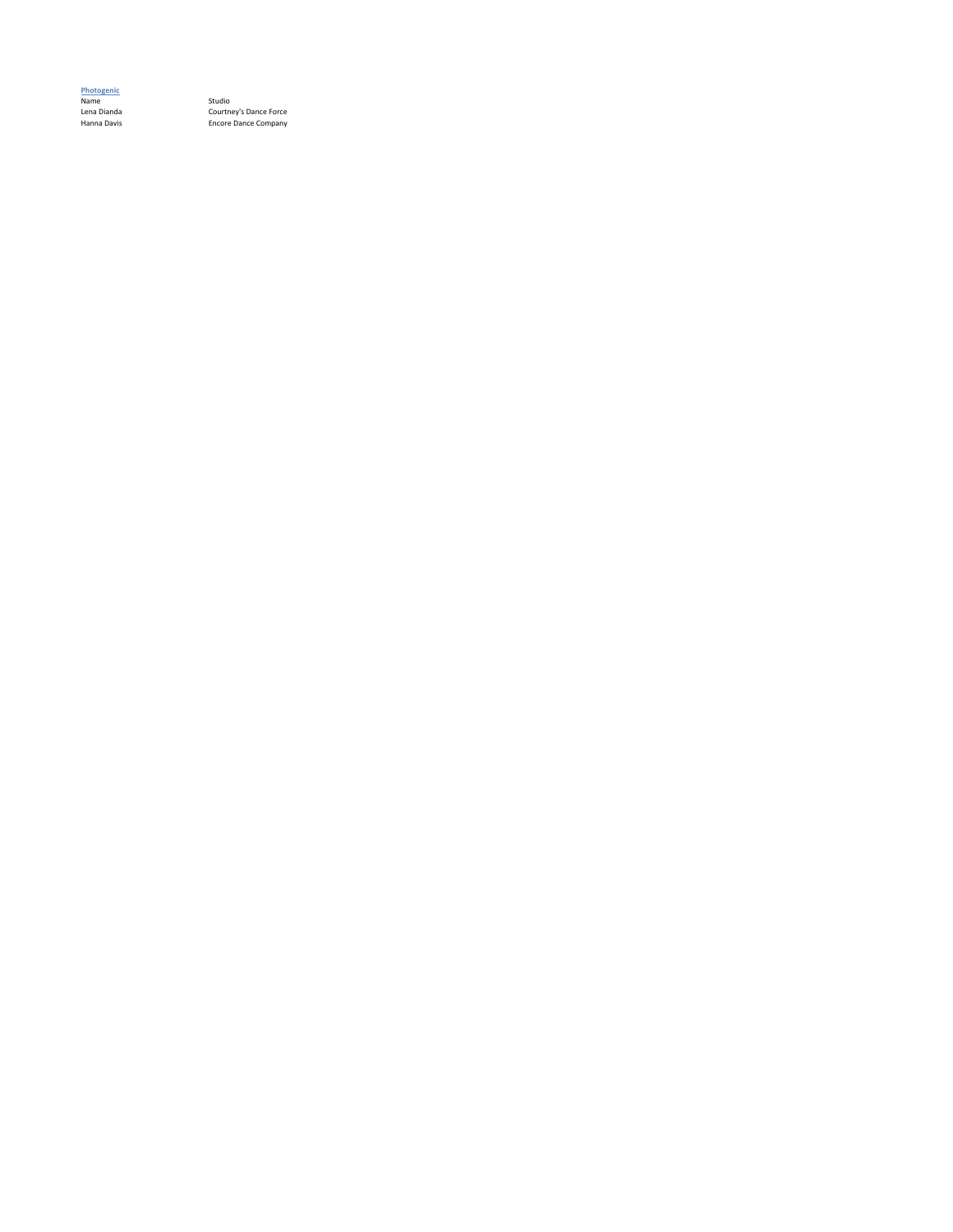**Photogenic**

| Name | Studio |
| --- | --- |
| Lena Dianda | Courtney's Dance Force |
| Hanna Davis | Encore Dance Company |